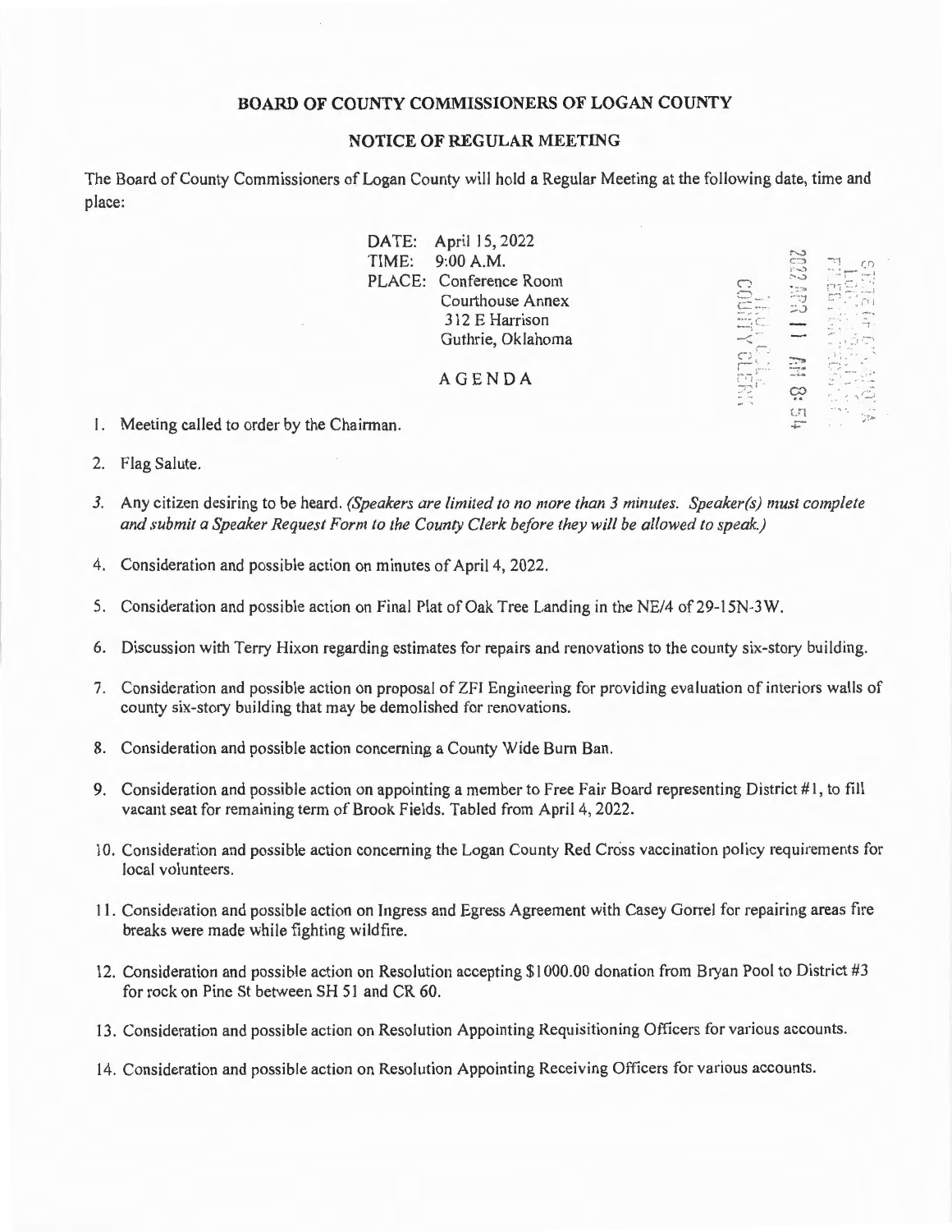**BOARD OF COUNTY COMMISSIONERS OF LOGAN COUNTY**

**NOTICE OF REGULAR MEETING**

The Board of County Commissioners of Logan County will hold a Regular Meeting at the following date, time and place:

DATE: April 15, 2022
TIME: 9:00 A.M.
PLACE: Conference Room
Courthouse Annex
312 E Harrison
Guthrie, Oklahoma

AGENDA

1. Meeting called to order by the Chairman.
2. Flag Salute.
3. Any citizen desiring to be heard. *(Speakers are limited to no more than 3 minutes. Speaker(s) must complete and submit a Speaker Request Form to the County Clerk before they will be allowed to speak.)*
4. Consideration and possible action on minutes of April 4, 2022.
5. Consideration and possible action on Final Plat of Oak Tree Landing in the NE/4 of 29-15N-3W.
6. Discussion with Terry Hixon regarding estimates for repairs and renovations to the county six-story building.
7. Consideration and possible action on proposal of ZFI Engineering for providing evaluation of interiors walls of county six-story building that may be demolished for renovations.
8. Consideration and possible action concerning a County Wide Burn Ban.
9. Consideration and possible action on appointing a member to Free Fair Board representing District #1, to fill vacant seat for remaining term of Brook Fields. Tabled from April 4, 2022.
10. Consideration and possible action concerning the Logan County Red Cross vaccination policy requirements for local volunteers.
11. Consideration and possible action on Ingress and Egress Agreement with Casey Gorrel for repairing areas fire breaks were made while fighting wildfire.
12. Consideration and possible action on Resolution accepting $1000.00 donation from Bryan Pool to District #3 for rock on Pine St between SH 51 and CR 60.
13. Consideration and possible action on Resolution Appointing Requisitioning Officers for various accounts.
14. Consideration and possible action on Resolution Appointing Receiving Officers for various accounts.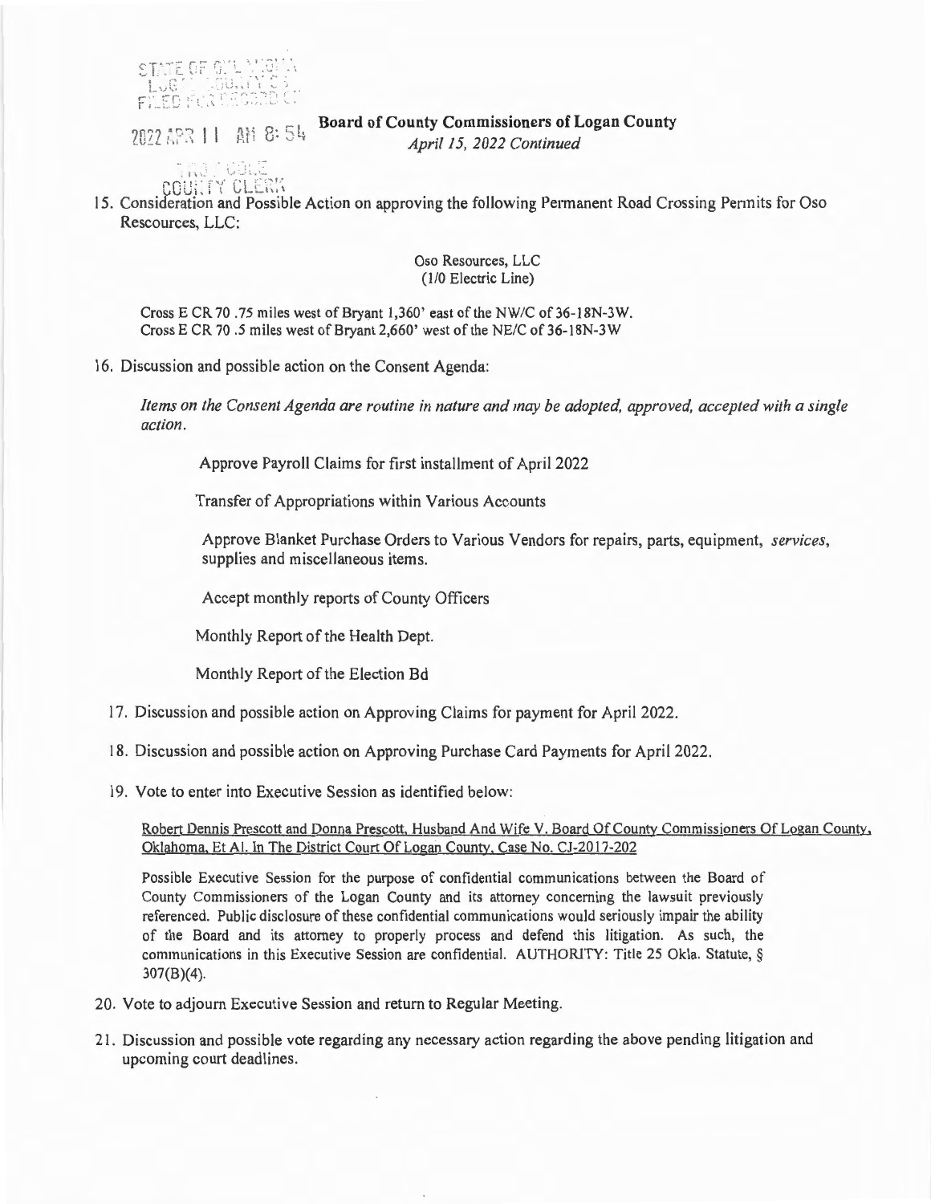**Board of County Commissioners of Logan County**
*April 15, 2022 Continued*

15. Consideration and Possible Action on approving the following Permanent Road Crossing Permits for Oso Rescources, LLC:

    Oso Resources, LLC
    (1/0 Electric Line)

    Cross E CR 70 .75 miles west of Bryant 1,360' east of the NW/C of 36-18N-3W.
    Cross E CR 70 .5 miles west of Bryant 2,660' west of the NE/C of 36-18N-3W

16. Discussion and possible action on the Consent Agenda:

    *Items on the Consent Agenda are routine in nature and may be adopted, approved, accepted with a single action.*

    Approve Payroll Claims for first installment of April 2022

    Transfer of Appropriations within Various Accounts

    Approve Blanket Purchase Orders to Various Vendors for repairs, parts, equipment, *services*, supplies and miscellaneous items.

    Accept monthly reports of County Officers

    Monthly Report of the Health Dept.

    Monthly Report of the Election Bd

17. Discussion and possible action on Approving Claims for payment for April 2022.

18. Discussion and possible action on Approving Purchase Card Payments for April 2022.

19. Vote to enter into Executive Session as identified below:

    Robert Dennis Prescott and Donna Prescott, Husband And Wife V. Board Of County Commissioners Of Logan County, Oklahoma, Et Al. In The District Court Of Logan County, Case No. CJ-2017-202

    Possible Executive Session for the purpose of confidential communications between the Board of County Commissioners of the Logan County and its attorney concerning the lawsuit previously referenced. Public disclosure of these confidential communications would seriously impair the ability of the Board and its attorney to properly process and defend this litigation. As such, the communications in this Executive Session are confidential. AUTHORITY: Title 25 Okla. Statute, § 307(B)(4).

20. Vote to adjourn Executive Session and return to Regular Meeting.

21. Discussion and possible vote regarding any necessary action regarding the above pending litigation and upcoming court deadlines.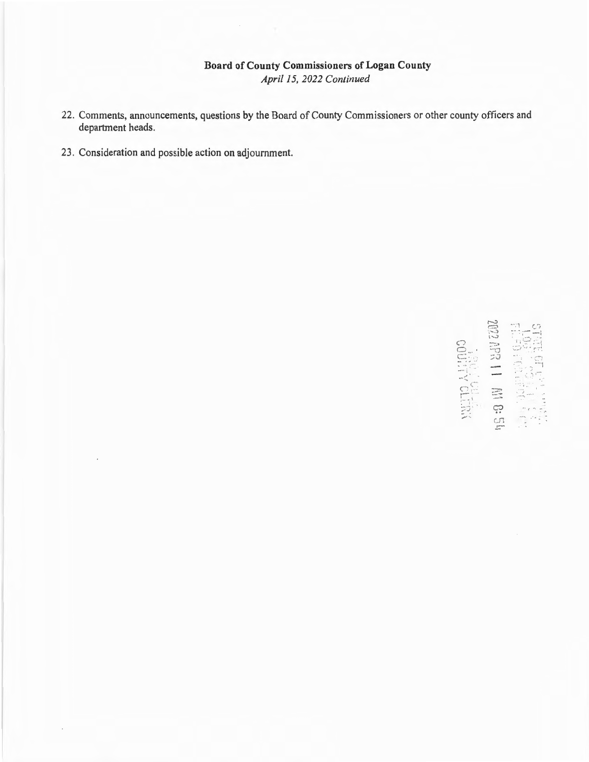**Board of County Commissioners of Logan County**
*April 15, 2022 Continued*

22. Comments, announcements, questions by the Board of County Commissioners or other county officers and department heads.

23. Consideration and possible action on adjournment.

2022 APR 11 AM 8:54

COUNTY CLERK